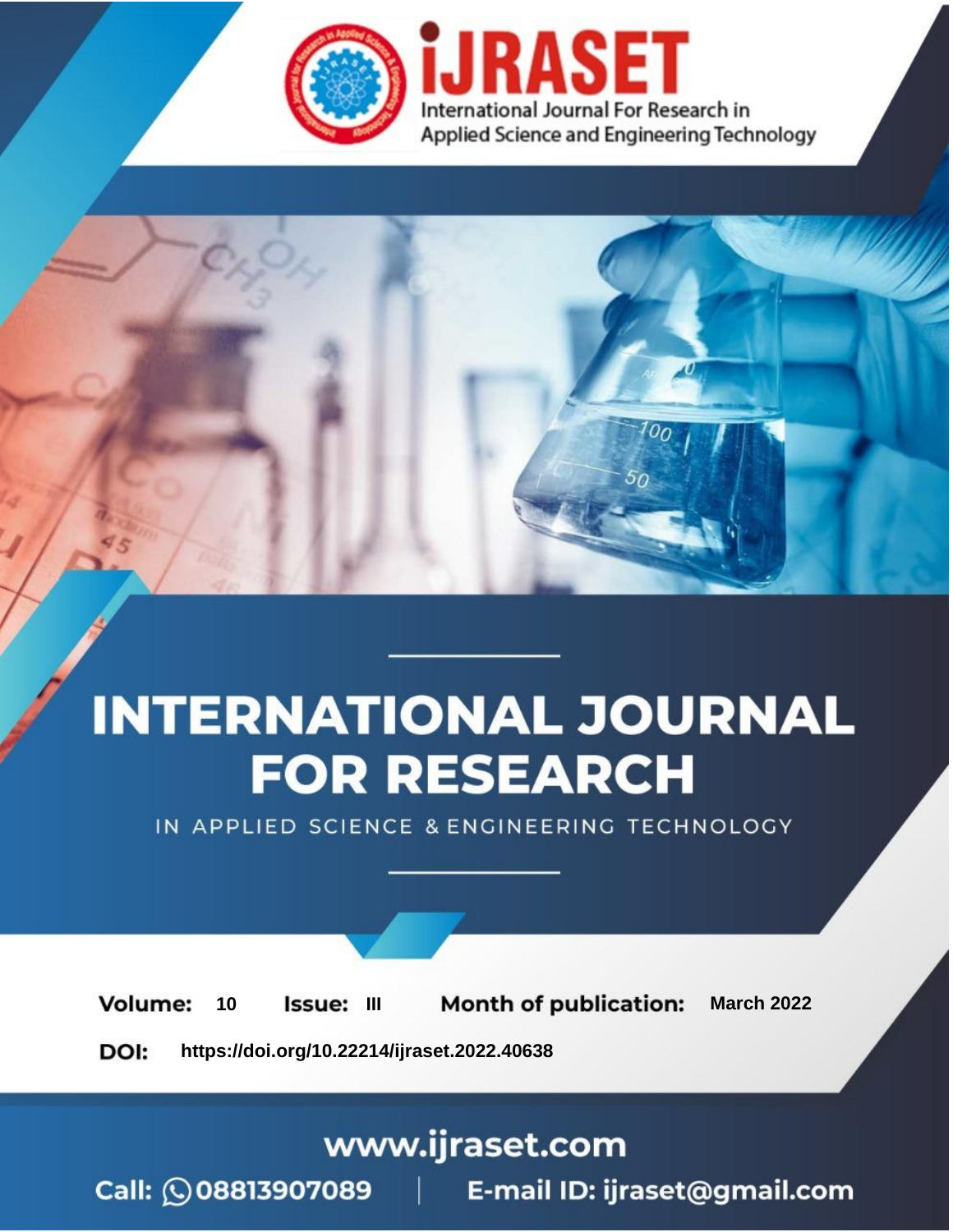# INTERNATIONAL JOURNAL FOR RESEARCH

IN APPLIED SCIENCE & ENGINEERING TECHNOLOGY

**Volume:** 10 **Issue:** III **Month of publication:** March 2022

**DOI:** https://doi.org/10.22214/ijraset.2022.40638

www.ijraset.com

Call: 08813907089 | E-mail ID: ijraset@gmail.com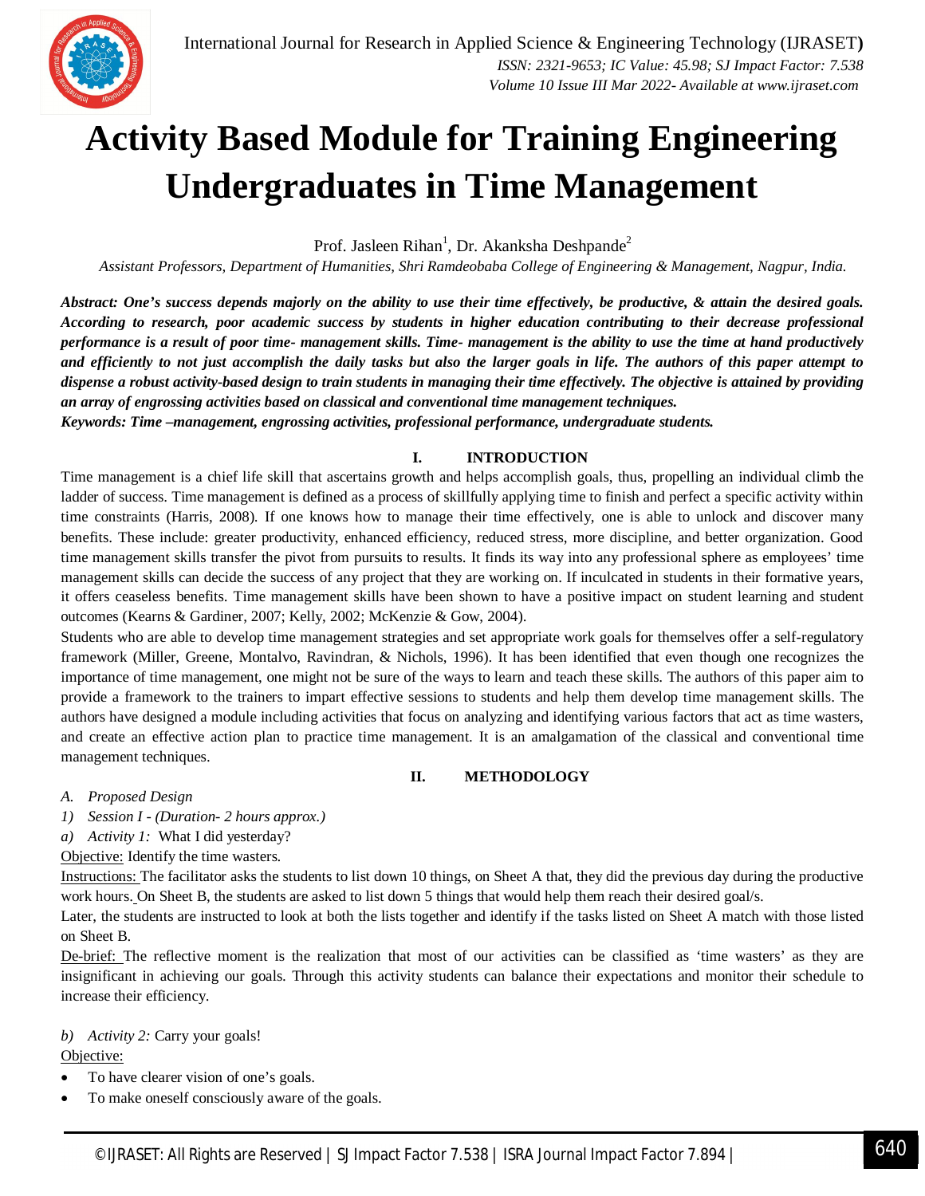# Activity Based Module for Training Engineering Undergraduates in Time Management

Prof. Jasleen Rihan[1], Dr. Akanksha Deshpande[2]

*Assistant Professors, Department of Humanities, Shri Ramdeobaba College of Engineering & Management, Nagpur, India.*

***Abstract:** One's success depends majorly on the ability to use their time effectively, be productive, & attain the desired goals. According to research, poor academic success by students in higher education contributing to their decrease professional performance is a result of poor time- management skills. Time- management is the ability to use the time at hand productively and efficiently to not just accomplish the daily tasks but also the larger goals in life. The authors of this paper attempt to dispense a robust activity-based design to train students in managing their time effectively. The objective is attained by providing an array of engrossing activities based on classical and conventional time management techniques.*

***Keywords:** Time –management, engrossing activities, professional performance, undergraduate students.*

## I. INTRODUCTION

Time management is a chief life skill that ascertains growth and helps accomplish goals, thus, propelling an individual climb the ladder of success. Time management is defined as a process of skillfully applying time to finish and perfect a specific activity within time constraints (Harris, 2008). If one knows how to manage their time effectively, one is able to unlock and discover many benefits. These include: greater productivity, enhanced efficiency, reduced stress, more discipline, and better organization. Good time management skills transfer the pivot from pursuits to results. It finds its way into any professional sphere as employees' time management skills can decide the success of any project that they are working on. If inculcated in students in their formative years, it offers ceaseless benefits. Time management skills have been shown to have a positive impact on student learning and student outcomes (Kearns & Gardiner, 2007; Kelly, 2002; McKenzie & Gow, 2004).

Students who are able to develop time management strategies and set appropriate work goals for themselves offer a self-regulatory framework (Miller, Greene, Montalvo, Ravindran, & Nichols, 1996). It has been identified that even though one recognizes the importance of time management, one might not be sure of the ways to learn and teach these skills. The authors of this paper aim to provide a framework to the trainers to impart effective sessions to students and help them develop time management skills. The authors have designed a module including activities that focus on analyzing and identifying various factors that act as time wasters, and create an effective action plan to practice time management. It is an amalgamation of the classical and conventional time management techniques.

## II. METHODOLOGY

### *A. Proposed Design*

#### *1) Session I - (Duration- 2 hours approx.)*

*a) Activity 1:* What I did yesterday?

Objective: Identify the time wasters.

Instructions: The facilitator asks the students to list down 10 things, on Sheet A that, they did the previous day during the productive work hours. On Sheet B, the students are asked to list down 5 things that would help them reach their desired goal/s.

Later, the students are instructed to look at both the lists together and identify if the tasks listed on Sheet A match with those listed on Sheet B.

De-brief: The reflective moment is the realization that most of our activities can be classified as 'time wasters' as they are insignificant in achieving our goals. Through this activity students can balance their expectations and monitor their schedule to increase their efficiency.

*b) Activity 2:* Carry your goals!

Objective:

- To have clearer vision of one's goals.
- To make oneself consciously aware of the goals.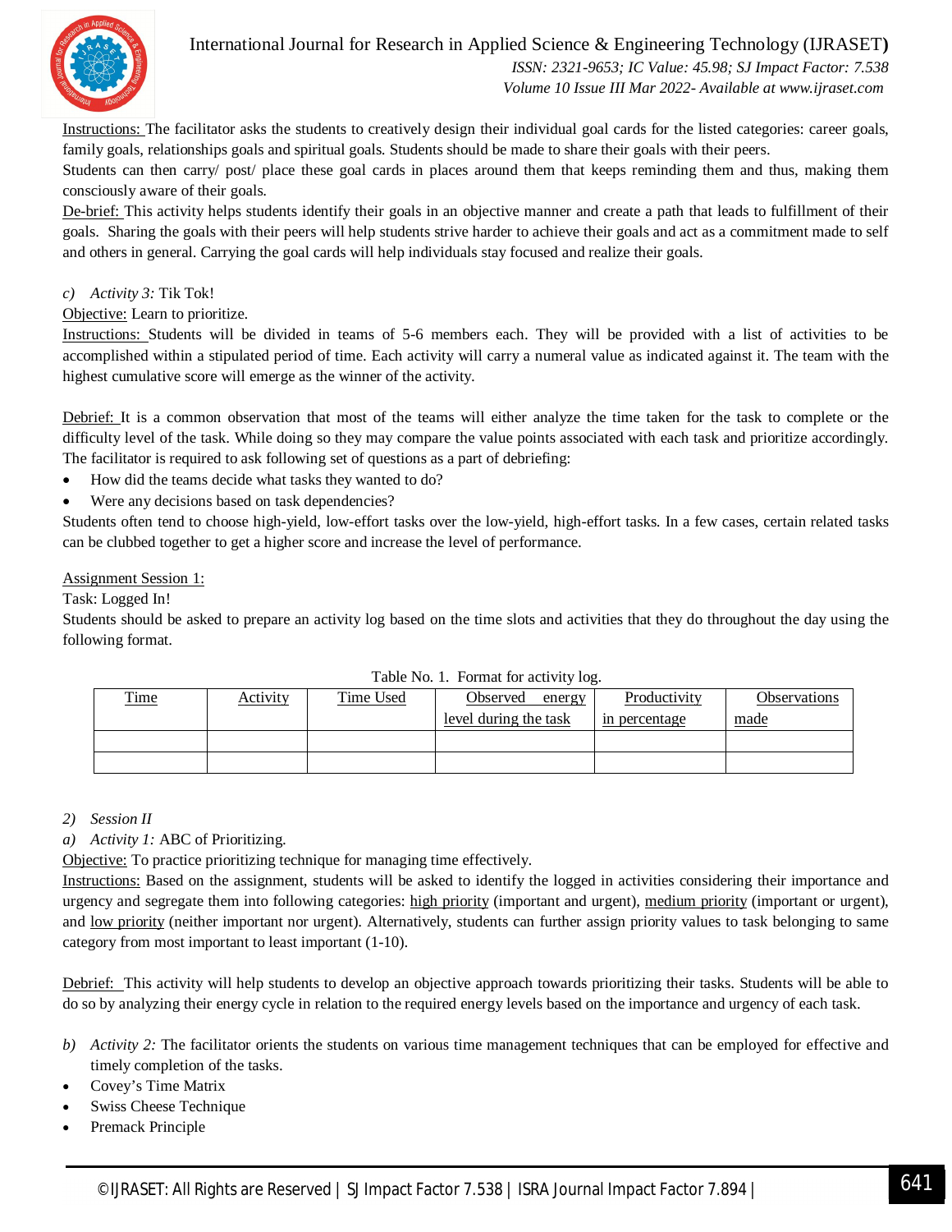Instructions: The facilitator asks the students to creatively design their individual goal cards for the listed categories: career goals, family goals, relationships goals and spiritual goals. Students should be made to share their goals with their peers.

Students can then carry/ post/ place these goal cards in places around them that keeps reminding them and thus, making them consciously aware of their goals.

De-brief: This activity helps students identify their goals in an objective manner and create a path that leads to fulfillment of their goals. Sharing the goals with their peers will help students strive harder to achieve their goals and act as a commitment made to self and others in general. Carrying the goal cards will help individuals stay focused and realize their goals.

c) *Activity 3:* Tik Tok!

Objective: Learn to prioritize.

Instructions: Students will be divided in teams of 5-6 members each. They will be provided with a list of activities to be accomplished within a stipulated period of time. Each activity will carry a numeral value as indicated against it. The team with the highest cumulative score will emerge as the winner of the activity.

Debrief: It is a common observation that most of the teams will either analyze the time taken for the task to complete or the difficulty level of the task. While doing so they may compare the value points associated with each task and prioritize accordingly. The facilitator is required to ask following set of questions as a part of debriefing:

- How did the teams decide what tasks they wanted to do?
- Were any decisions based on task dependencies?

Students often tend to choose high-yield, low-effort tasks over the low-yield, high-effort tasks. In a few cases, certain related tasks can be clubbed together to get a higher score and increase the level of performance.

Assignment Session 1:

Task: Logged In!

Students should be asked to prepare an activity log based on the time slots and activities that they do throughout the day using the following format.

Table No. 1. Format for activity log.

| Time | Activity | Time Used | Observed energy level during the task | Productivity in percentage | Observations made |
|---|---|---|---|---|---|
| | | | | | |
| | | | | | |

2) *Session II*

a) *Activity 1:* ABC of Prioritizing.

Objective: To practice prioritizing technique for managing time effectively.

Instructions: Based on the assignment, students will be asked to identify the logged in activities considering their importance and urgency and segregate them into following categories: high priority (important and urgent), medium priority (important or urgent), and low priority (neither important nor urgent). Alternatively, students can further assign priority values to task belonging to same category from most important to least important (1-10).

Debrief: This activity will help students to develop an objective approach towards prioritizing their tasks. Students will be able to do so by analyzing their energy cycle in relation to the required energy levels based on the importance and urgency of each task.

b) *Activity 2:* The facilitator orients the students on various time management techniques that can be employed for effective and timely completion of the tasks.

- Covey's Time Matrix
- Swiss Cheese Technique
- Premack Principle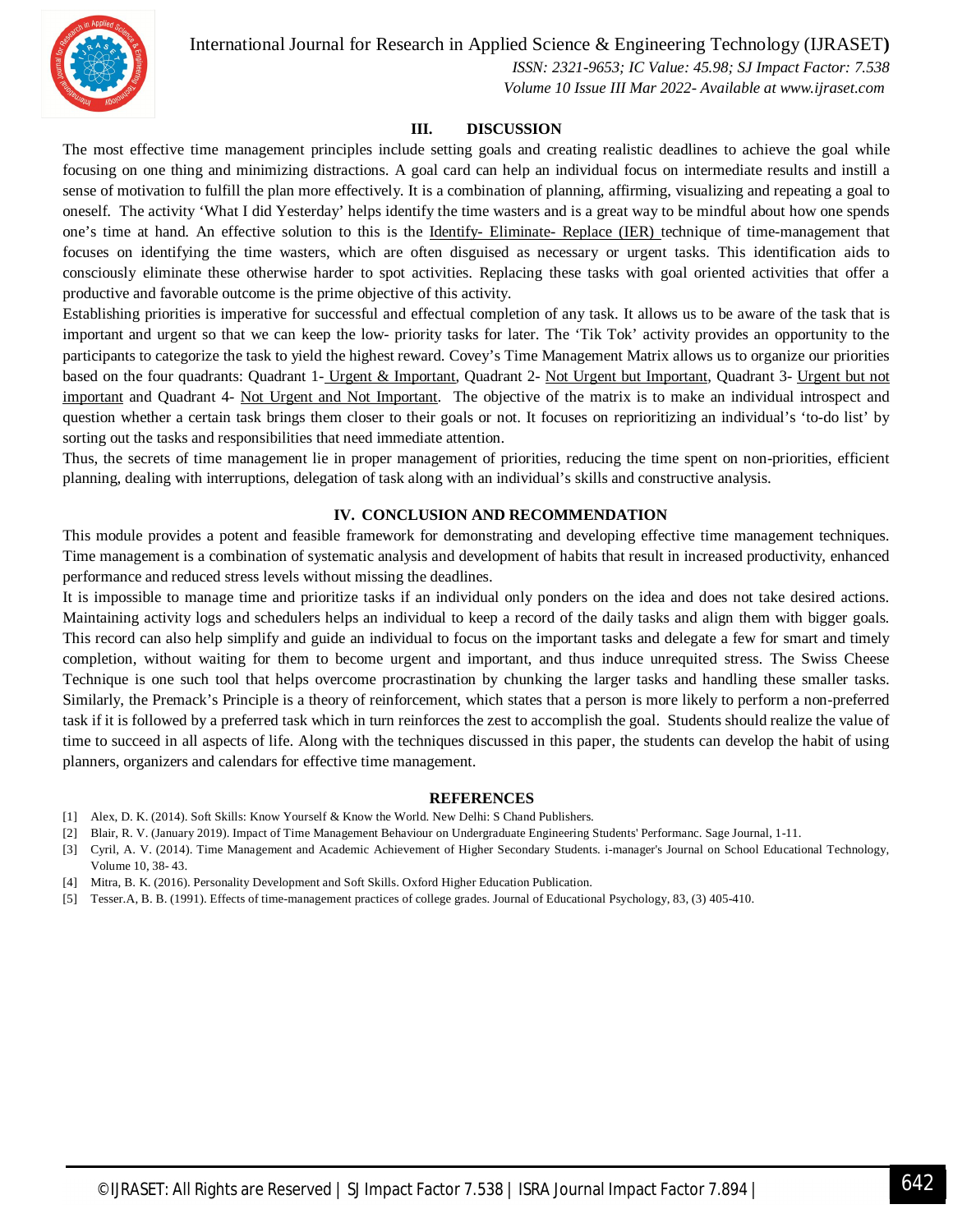## III. DISCUSSION

The most effective time management principles include setting goals and creating realistic deadlines to achieve the goal while focusing on one thing and minimizing distractions. A goal card can help an individual focus on intermediate results and instill a sense of motivation to fulfill the plan more effectively. It is a combination of planning, affirming, visualizing and repeating a goal to oneself. The activity 'What I did Yesterday' helps identify the time wasters and is a great way to be mindful about how one spends one's time at hand. An effective solution to this is the Identify- Eliminate- Replace (IER) technique of time-management that focuses on identifying the time wasters, which are often disguised as necessary or urgent tasks. This identification aids to consciously eliminate these otherwise harder to spot activities. Replacing these tasks with goal oriented activities that offer a productive and favorable outcome is the prime objective of this activity.

Establishing priorities is imperative for successful and effectual completion of any task. It allows us to be aware of the task that is important and urgent so that we can keep the low- priority tasks for later. The 'Tik Tok' activity provides an opportunity to the participants to categorize the task to yield the highest reward. Covey's Time Management Matrix allows us to organize our priorities based on the four quadrants: Quadrant 1- Urgent & Important, Quadrant 2- Not Urgent but Important, Quadrant 3- Urgent but not important and Quadrant 4- Not Urgent and Not Important. The objective of the matrix is to make an individual introspect and question whether a certain task brings them closer to their goals or not. It focuses on reprioritizing an individual's 'to-do list' by sorting out the tasks and responsibilities that need immediate attention.

Thus, the secrets of time management lie in proper management of priorities, reducing the time spent on non-priorities, efficient planning, dealing with interruptions, delegation of task along with an individual's skills and constructive analysis.

## IV. CONCLUSION AND RECOMMENDATION

This module provides a potent and feasible framework for demonstrating and developing effective time management techniques. Time management is a combination of systematic analysis and development of habits that result in increased productivity, enhanced performance and reduced stress levels without missing the deadlines.

It is impossible to manage time and prioritize tasks if an individual only ponders on the idea and does not take desired actions. Maintaining activity logs and schedulers helps an individual to keep a record of the daily tasks and align them with bigger goals. This record can also help simplify and guide an individual to focus on the important tasks and delegate a few for smart and timely completion, without waiting for them to become urgent and important, and thus induce unrequited stress. The Swiss Cheese Technique is one such tool that helps overcome procrastination by chunking the larger tasks and handling these smaller tasks. Similarly, the Premack's Principle is a theory of reinforcement, which states that a person is more likely to perform a non-preferred task if it is followed by a preferred task which in turn reinforces the zest to accomplish the goal. Students should realize the value of time to succeed in all aspects of life. Along with the techniques discussed in this paper, the students can develop the habit of using planners, organizers and calendars for effective time management.

## REFERENCES

[1] Alex, D. K. (2014). Soft Skills: Know Yourself & Know the World. New Delhi: S Chand Publishers.

[2] Blair, R. V. (January 2019). Impact of Time Management Behaviour on Undergraduate Engineering Students' Performanc. Sage Journal, 1-11.

[3] Cyril, A. V. (2014). Time Management and Academic Achievement of Higher Secondary Students. i-manager's Journal on School Educational Technology, Volume 10, 38- 43.

[4] Mitra, B. K. (2016). Personality Development and Soft Skills. Oxford Higher Education Publication.

[5] Tesser.A, B. B. (1991). Effects of time-management practices of college grades. Journal of Educational Psychology, 83, (3) 405-410.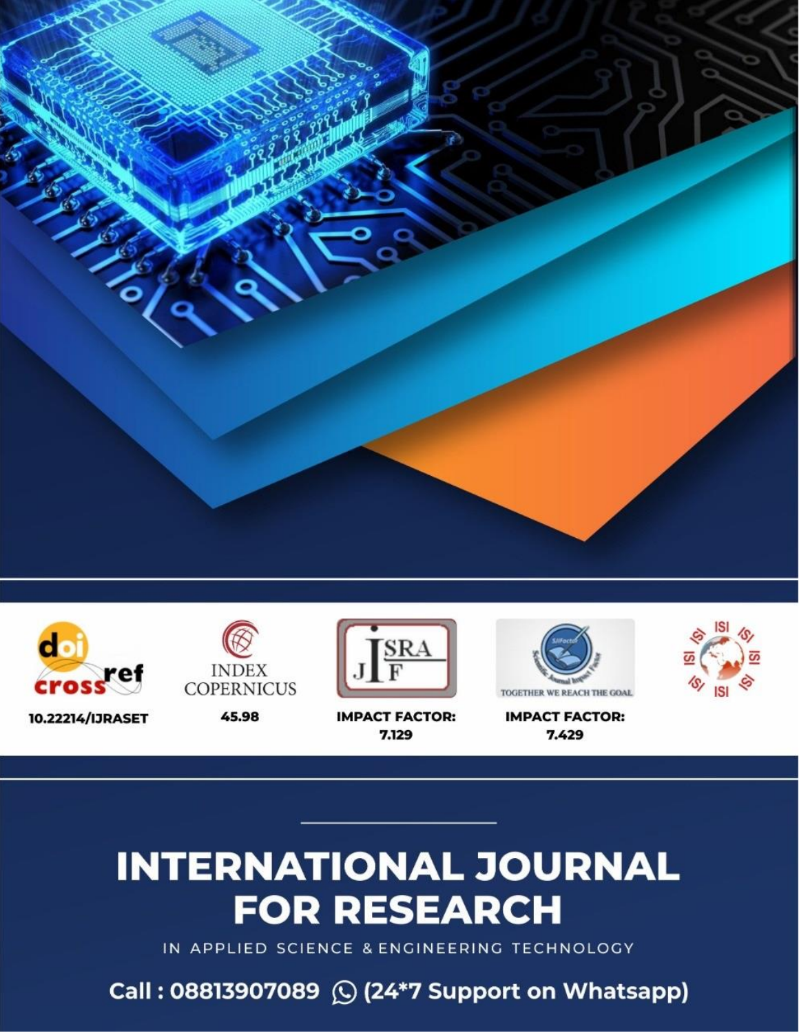10.22214/IJRASET

45.98

IMPACT FACTOR: 7.129

IMPACT FACTOR: 7.429

# INTERNATIONAL JOURNAL FOR RESEARCH

IN APPLIED SCIENCE & ENGINEERING TECHNOLOGY

Call : 08813907089 (24*7 Support on Whatsapp)